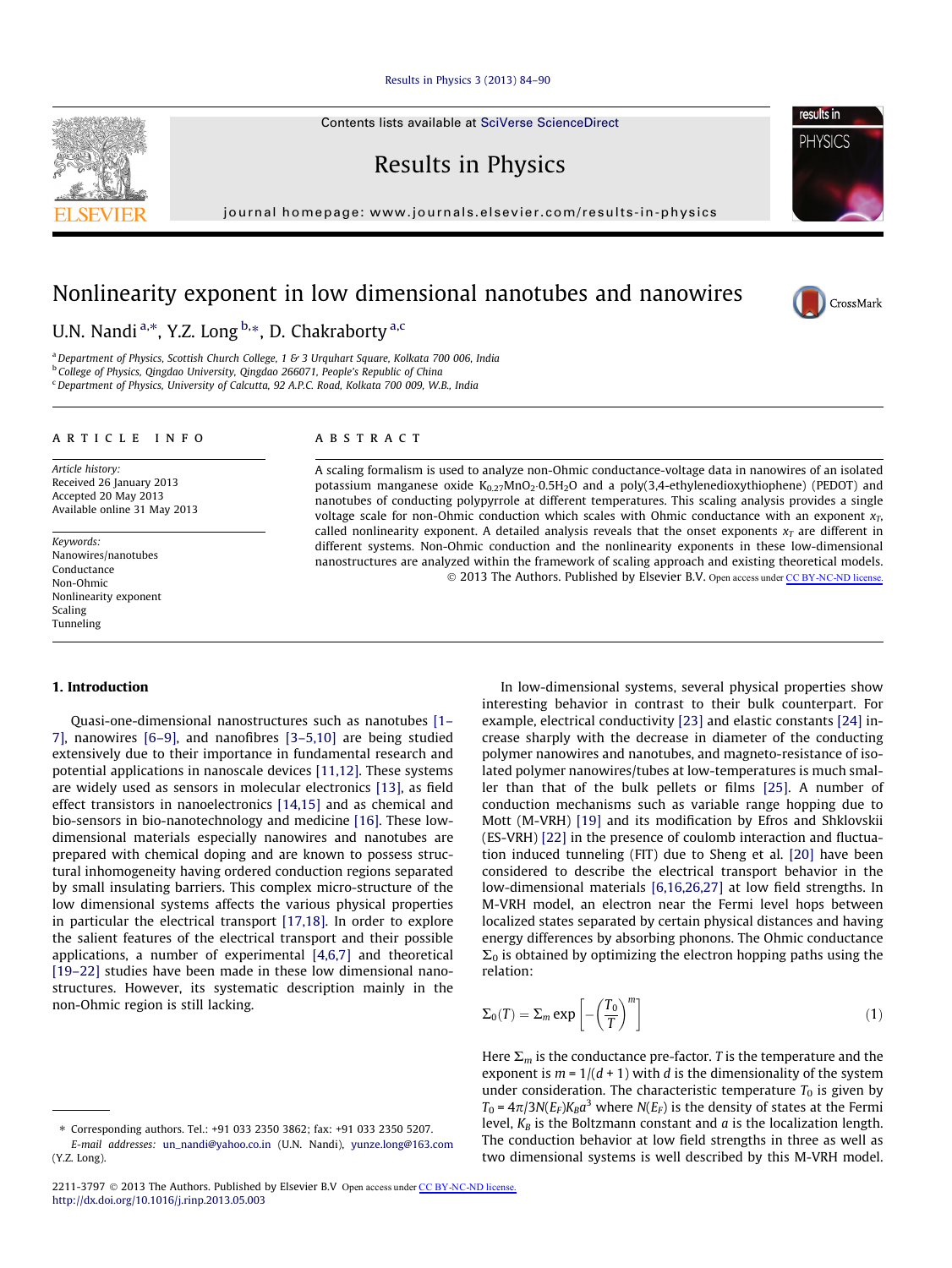# Nonlinearity exponent in low dimensional nanotubes and nanowires

U.N. Nandi [a,*], Y.Z. Long [b,*], D. Chakraborty [a,c]

[a] Department of Physics, Scottish Church College, 1 & 3 Urquhart Square, Kolkata 700 006, India
[b] College of Physics, Qingdao University, Qingdao 266071, People's Republic of China
[c] Department of Physics, University of Calcutta, 92 A.P.C. Road, Kolkata 700 009, W.B., India

**ARTICLE INFO**

*Article history:*
Received 26 January 2013
Accepted 20 May 2013
Available online 31 May 2013

*Keywords:*
Nanowires/nanotubes
Conductance
Non-Ohmic
Nonlinearity exponent
Scaling
Tunneling

**ABSTRACT**

A scaling formalism is used to analyze non-Ohmic conductance-voltage data in nanowires of an isolated potassium manganese oxide $K_{0.27}MnO_2 \cdot 0.5H_2O$ and a poly(3,4-ethylenedioxythiophene) (PEDOT) and nanotubes of conducting polypyrrole at different temperatures. This scaling analysis provides a single voltage scale for non-Ohmic conduction which scales with Ohmic conductance with an exponent $x_T$, called nonlinearity exponent. A detailed analysis reveals that the onset exponents $x_T$ are different in different systems. Non-Ohmic conduction and the nonlinearity exponents in these low-dimensional nanostructures are analyzed within the framework of scaling approach and existing theoretical models.

© 2013 The Authors. Published by Elsevier B.V. Open access under CC BY-NC-ND license.

## 1. Introduction

Quasi-one-dimensional nanostructures such as nanotubes [1–7], nanowires [6–9], and nanofibres [3–5,10] are being studied extensively due to their importance in fundamental research and potential applications in nanoscale devices [11,12]. These systems are widely used as sensors in molecular electronics [13], as field effect transistors in nanoelectronics [14,15] and as chemical and bio-sensors in bio-nanotechnology and medicine [16]. These low-dimensional materials especially nanowires and nanotubes are prepared with chemical doping and are known to possess structural inhomogeneity having ordered conduction regions separated by small insulating barriers. This complex micro-structure of the low dimensional systems affects the various physical properties in particular the electrical transport [17,18]. In order to explore the salient features of the electrical transport and their possible applications, a number of experimental [4,6,7] and theoretical [19–22] studies have been made in these low dimensional nanostructures. However, its systematic description mainly in the non-Ohmic region is still lacking.

In low-dimensional systems, several physical properties show interesting behavior in contrast to their bulk counterpart. For example, electrical conductivity [23] and elastic constants [24] increase sharply with the decrease in diameter of the conducting polymer nanowires and nanotubes, and magneto-resistance of isolated polymer nanowires/tubes at low-temperatures is much smaller than that of the bulk pellets or films [25]. A number of conduction mechanisms such as variable range hopping due to Mott (M-VRH) [19] and its modification by Efros and Shklovskii (ES-VRH) [22] in the presence of coulomb interaction and fluctuation induced tunneling (FIT) due to Sheng et al. [20] have been considered to describe the electrical transport behavior in the low-dimensional materials [6,16,26,27] at low field strengths. In M-VRH model, an electron near the Fermi level hops between localized states separated by certain physical distances and having energy differences by absorbing phonons. The Ohmic conductance $\Sigma_0$ is obtained by optimizing the electron hopping paths using the relation:

$$\Sigma_0(T) = \Sigma_m \exp\left[-\left(\frac{T_0}{T}\right)^m\right] \tag{1}$$

Here $\Sigma_m$ is the conductance pre-factor. $T$ is the temperature and the exponent is $m = 1/(d+1)$ with $d$ is the dimensionality of the system under consideration. The characteristic temperature $T_0$ is given by $T_0 = 4\pi/3N(E_F)K_B a^3$ where $N(E_F)$ is the density of states at the Fermi level, $K_B$ is the Boltzmann constant and $a$ is the localization length. The conduction behavior at low field strengths in three as well as two dimensional systems is well described by this M-VRH model.

* Corresponding authors. Tel.: +91 033 2350 3862; fax: +91 033 2350 5207.
E-mail addresses: un_nandi@yahoo.co.in (U.N. Nandi), yunze.long@163.com (Y.Z. Long).

2211-3797 © 2013 The Authors. Published by Elsevier B.V Open access under CC BY-NC-ND license.
http://dx.doi.org/10.1016/j.rinp.2013.05.003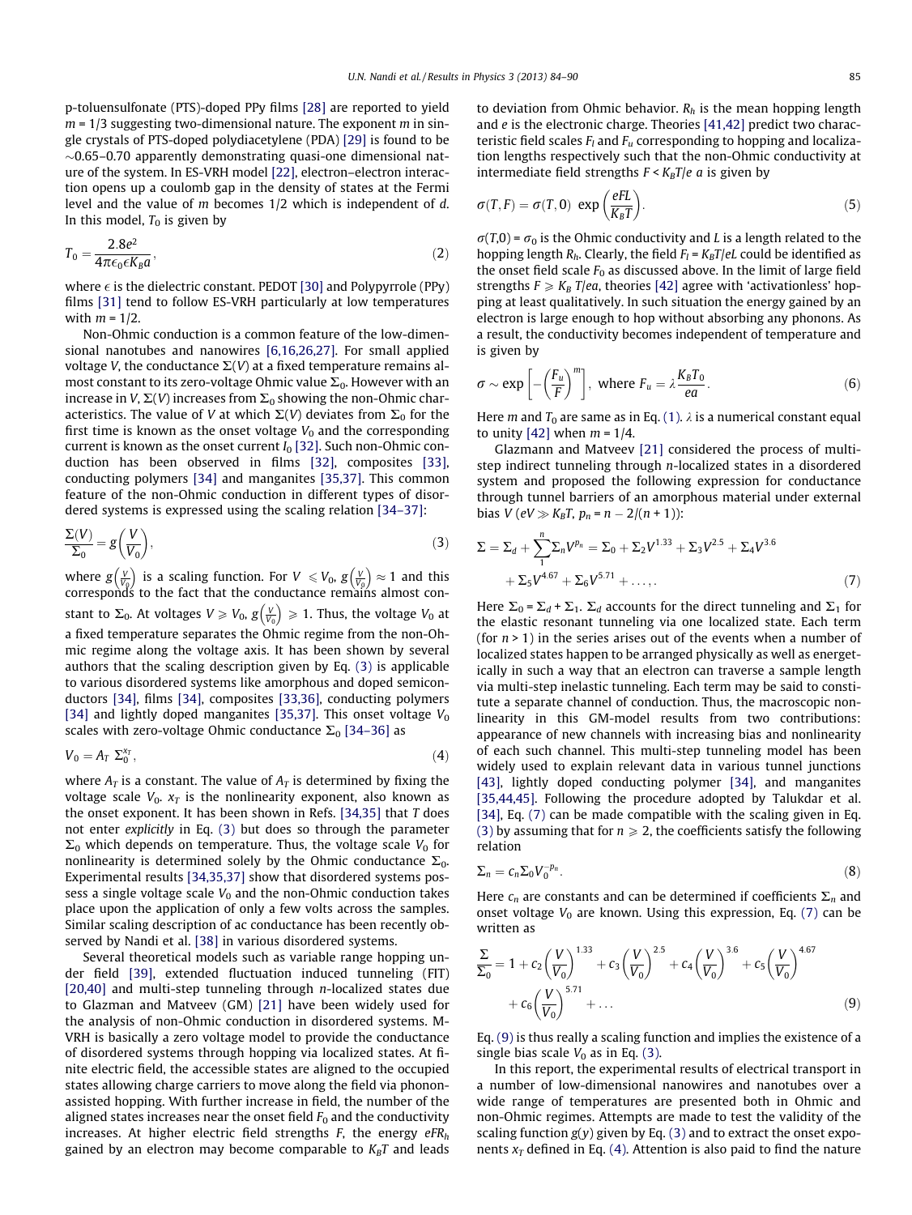p-toluensulfonate (PTS)-doped PPy films [28] are reported to yield $m = 1/3$ suggesting two-dimensional nature. The exponent $m$ in single crystals of PTS-doped polydiacetylene (PDA) [29] is found to be $\sim$0.65–0.70 apparently demonstrating quasi-one dimensional nature of the system. In ES-VRH model [22], electron–electron interaction opens up a coulomb gap in the density of states at the Fermi level and the value of $m$ becomes 1/2 which is independent of $d$. In this model, $T_0$ is given by

$$T_0 = \frac{2.8e^2}{4\pi\epsilon_0\epsilon K_B a}, \tag{2}$$

where $\epsilon$ is the dielectric constant. PEDOT [30] and Polypyrrole (PPy) films [31] tend to follow ES-VRH particularly at low temperatures with $m = 1/2$.

Non-Ohmic conduction is a common feature of the low-dimensional nanotubes and nanowires [6,16,26,27]. For small applied voltage $V$, the conductance $\Sigma(V)$ at a fixed temperature remains almost constant to its zero-voltage Ohmic value $\Sigma_0$. However with an increase in $V$, $\Sigma(V)$ increases from $\Sigma_0$ showing the non-Ohmic characteristics. The value of $V$ at which $\Sigma(V)$ deviates from $\Sigma_0$ for the first time is known as the onset voltage $V_0$ and the corresponding current is known as the onset current $I_0$ [32]. Such non-Ohmic conduction has been observed in films [32], composites [33], conducting polymers [34] and manganites [35,37]. This common feature of the non-Ohmic conduction in different types of disordered systems is expressed using the scaling relation [34–37]:

$$\frac{\Sigma(V)}{\Sigma_0} = g\left(\frac{V}{V_0}\right), \tag{3}$$

where $g\left(\frac{V}{V_0}\right)$ is a scaling function. For $V \leqslant V_0$, $g\left(\frac{V}{V_0}\right) \approx 1$ and this corresponds to the fact that the conductance remains almost constant to $\Sigma_0$. At voltages $V \geqslant V_0$, $g\left(\frac{V}{V_0}\right) \geqslant 1$. Thus, the voltage $V_0$ at a fixed temperature separates the Ohmic regime from the non-Ohmic regime along the voltage axis. It has been shown by several authors that the scaling description given by Eq. (3) is applicable to various disordered systems like amorphous and doped semiconductors [34], films [34], composites [33,36], conducting polymers [34] and lightly doped manganites [35,37]. This onset voltage $V_0$ scales with zero-voltage Ohmic conductance $\Sigma_0$ [34–36] as

$$V_0 = A_T\ \Sigma_0^{x_T}, \tag{4}$$

where $A_T$ is a constant. The value of $A_T$ is determined by fixing the voltage scale $V_0$. $x_T$ is the nonlinearity exponent, also known as the onset exponent. It has been shown in Refs. [34,35] that $T$ does not enter *explicitly* in Eq. (3) but does so through the parameter $\Sigma_0$ which depends on temperature. Thus, the voltage scale $V_0$ for nonlinearity is determined solely by the Ohmic conductance $\Sigma_0$. Experimental results [34,35,37] show that disordered systems possess a single voltage scale $V_0$ and the non-Ohmic conduction takes place upon the application of only a few volts across the samples. Similar scaling description of ac conductance has been recently observed by Nandi et al. [38] in various disordered systems.

Several theoretical models such as variable range hopping under field [39], extended fluctuation induced tunneling (FIT) [20,40] and multi-step tunneling through $n$-localized states due to Glazman and Matveev (GM) [21] have been widely used for the analysis of non-Ohmic conduction in disordered systems. M-VRH is basically a zero voltage model to provide the conductance of disordered systems through hopping via localized states. At finite electric field, the accessible states are aligned to the occupied states allowing charge carriers to move along the field via phonon-assisted hopping. With further increase in field, the number of the aligned states increases near the onset field $F_0$ and the conductivity increases. At higher electric field strengths $F$, the energy $eFR_h$ gained by an electron may become comparable to $K_BT$ and leads to deviation from Ohmic behavior. $R_h$ is the mean hopping length and $e$ is the electronic charge. Theories [41,42] predict two characteristic field scales $F_l$ and $F_u$ corresponding to hopping and localization lengths respectively such that the non-Ohmic conductivity at intermediate field strengths $F < K_BT/e\ a$ is given by

$$\sigma(T,F) = \sigma(T,0)\ \exp\left(\frac{eFL}{K_BT}\right). \tag{5}$$

$\sigma(T,0) = \sigma_0$ is the Ohmic conductivity and $L$ is a length related to the hopping length $R_h$. Clearly, the field $F_l = K_BT/eL$ could be identified as the onset field scale $F_0$ as discussed above. In the limit of large field strengths $F \geqslant K_B\ T/ea$, theories [42] agree with 'activationless' hopping at least qualitatively. In such situation the energy gained by an electron is large enough to hop without absorbing any phonons. As a result, the conductivity becomes independent of temperature and is given by

$$\sigma \sim \exp\left[-\left(\frac{F_u}{F}\right)^m\right],\ \text{where}\ F_u = \lambda\frac{K_BT_0}{ea}. \tag{6}$$

Here $m$ and $T_0$ are same as in Eq. (1). $\lambda$ is a numerical constant equal to unity [42] when $m = 1/4$.

Glazmann and Matveev [21] considered the process of multi-step indirect tunneling through $n$-localized states in a disordered system and proposed the following expression for conductance through tunnel barriers of an amorphous material under external bias $V$ ($eV \gg K_BT$, $p_n = n - 2/(n+1)$):

$$\Sigma = \Sigma_d + \sum_{1}^{n}\Sigma_n V^{p_n} = \Sigma_0 + \Sigma_2 V^{1.33} + \Sigma_3 V^{2.5} + \Sigma_4 V^{3.6} + \Sigma_5 V^{4.67} + \Sigma_6 V^{5.71} + \ldots,. \tag{7}$$

Here $\Sigma_0 = \Sigma_d + \Sigma_1$. $\Sigma_d$ accounts for the direct tunneling and $\Sigma_1$ for the elastic resonant tunneling via one localized state. Each term (for $n > 1$) in the series arises out of the events when a number of localized states happen to be arranged physically as well as energetically in such a way that an electron can traverse a sample length via multi-step inelastic tunneling. Each term may be said to constitute a separate channel of conduction. Thus, the macroscopic nonlinearity in this GM-model results from two contributions: appearance of new channels with increasing bias and nonlinearity of each such channel. This multi-step tunneling model has been widely used to explain relevant data in various tunnel junctions [43], lightly doped conducting polymer [34], and manganites [35,44,45]. Following the procedure adopted by Talukdar et al. [34], Eq. (7) can be made compatible with the scaling given in Eq. (3) by assuming that for $n \geqslant 2$, the coefficients satisfy the following relation

$$\Sigma_n = c_n\Sigma_0 V_0^{-p_n}. \tag{8}$$

Here $c_n$ are constants and can be determined if coefficients $\Sigma_n$ and onset voltage $V_0$ are known. Using this expression, Eq. (7) can be written as

$$\frac{\Sigma}{\Sigma_0} = 1 + c_2\left(\frac{V}{V_0}\right)^{1.33} + c_3\left(\frac{V}{V_0}\right)^{2.5} + c_4\left(\frac{V}{V_0}\right)^{3.6} + c_5\left(\frac{V}{V_0}\right)^{4.67} + c_6\left(\frac{V}{V_0}\right)^{5.71} + \ldots \tag{9}$$

Eq. (9) is thus really a scaling function and implies the existence of a single bias scale $V_0$ as in Eq. (3).

In this report, the experimental results of electrical transport in a number of low-dimensional nanowires and nanotubes over a wide range of temperatures are presented both in Ohmic and non-Ohmic regimes. Attempts are made to test the validity of the scaling function $g(y)$ given by Eq. (3) and to extract the onset exponents $x_T$ defined in Eq. (4). Attention is also paid to find the nature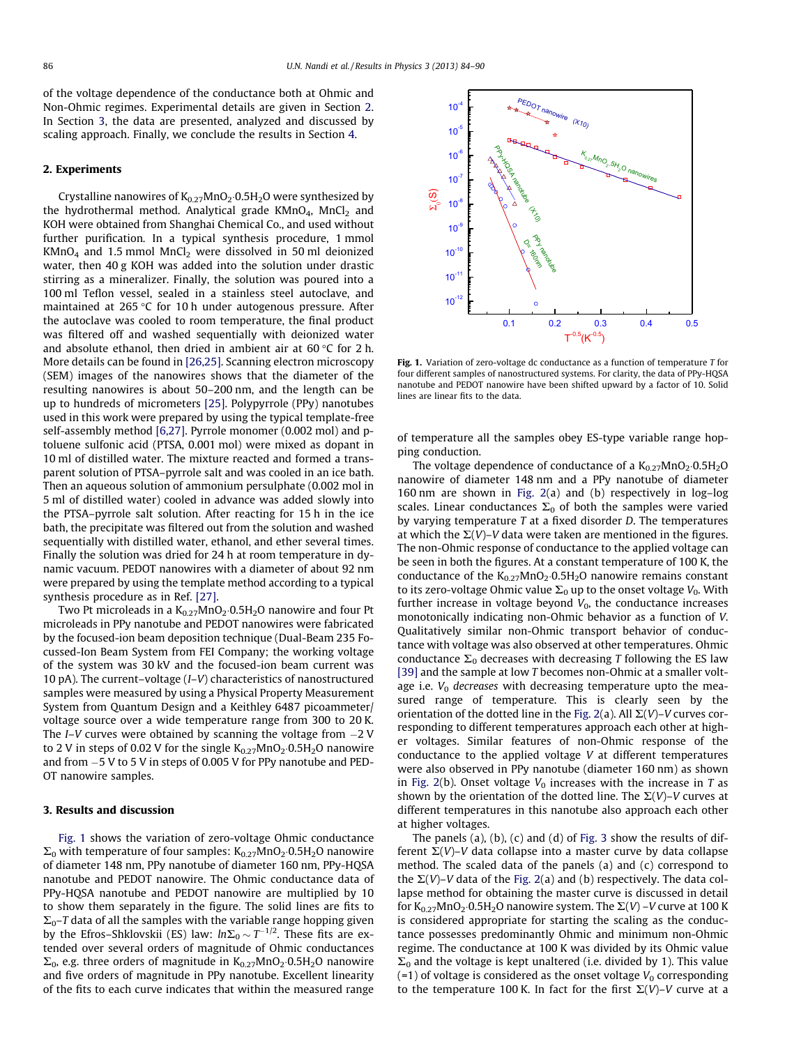of the voltage dependence of the conductance both at Ohmic and Non-Ohmic regimes. Experimental details are given in Section 2. In Section 3, the data are presented, analyzed and discussed by scaling approach. Finally, we conclude the results in Section 4.

## 2. Experiments

Crystalline nanowires of $K_{0.27}MnO_2{\cdot}0.5H_2O$ were synthesized by the hydrothermal method. Analytical grade $KMnO_4$, $MnCl_2$ and KOH were obtained from Shanghai Chemical Co., and used without further purification. In a typical synthesis procedure, 1 mmol $KMnO_4$ and 1.5 mmol $MnCl_2$ were dissolved in 50 ml deionized water, then 40 g KOH was added into the solution under drastic stirring as a mineralizer. Finally, the solution was poured into a 100 ml Teflon vessel, sealed in a stainless steel autoclave, and maintained at 265 °C for 10 h under autogenous pressure. After the autoclave was cooled to room temperature, the final product was filtered off and washed sequentially with deionized water and absolute ethanol, then dried in ambient air at 60 °C for 2 h. More details can be found in [26,25]. Scanning electron microscopy (SEM) images of the nanowires shows that the diameter of the resulting nanowires is about 50–200 nm, and the length can be up to hundreds of micrometers [25]. Polypyrrole (PPy) nanotubes used in this work were prepared by using the typical template-free self-assembly method [6,27]. Pyrrole monomer (0.002 mol) and p-toluene sulfonic acid (PTSA, 0.001 mol) were mixed as dopant in 10 ml of distilled water. The mixture reacted and formed a transparent solution of PTSA–pyrrole salt and was cooled in an ice bath. Then an aqueous solution of ammonium persulphate (0.002 mol in 5 ml of distilled water) cooled in advance was added slowly into the PTSA–pyrrole salt solution. After reacting for 15 h in the ice bath, the precipitate was filtered out from the solution and washed sequentially with distilled water, ethanol, and ether several times. Finally the solution was dried for 24 h at room temperature in dynamic vacuum. PEDOT nanowires with a diameter of about 92 nm were prepared by using the template method according to a typical synthesis procedure as in Ref. [27].

Two Pt microleads in a $K_{0.27}MnO_2{\cdot}0.5H_2O$ nanowire and four Pt microleads in PPy nanotube and PEDOT nanowires were fabricated by the focused-ion beam deposition technique (Dual-Beam 235 Focussed-Ion Beam System from FEI Company; the working voltage of the system was 30 kV and the focused-ion beam current was 10 pA). The current–voltage (*I–V*) characteristics of nanostructured samples were measured by using a Physical Property Measurement System from Quantum Design and a Keithley 6487 picoammeter/voltage source over a wide temperature range from 300 to 20 K. The *I–V* curves were obtained by scanning the voltage from −2 V to 2 V in steps of 0.02 V for the single $K_{0.27}MnO_2{\cdot}0.5H_2O$ nanowire and from −5 V to 5 V in steps of 0.005 V for PPy nanotube and PEDOT nanowire samples.

## 3. Results and discussion

Fig. 1 shows the variation of zero-voltage Ohmic conductance $\Sigma_0$ with temperature of four samples: $K_{0.27}MnO_2{\cdot}0.5H_2O$ nanowire of diameter 148 nm, PPy nanotube of diameter 160 nm, PPy-HQSA nanotube and PEDOT nanowire. The Ohmic conductance data of PPy-HQSA nanotube and PEDOT nanowire are multiplied by 10 to show them separately in the figure. The solid lines are fits to $\Sigma_0$–$T$ data of all the samples with the variable range hopping given by the Efros–Shklovskii (ES) law: $\ln\Sigma_0 \sim T^{-1/2}$. These fits are extended over several orders of magnitude of Ohmic conductances $\Sigma_0$, e.g. three orders of magnitude in $K_{0.27}MnO_2{\cdot}0.5H_2O$ nanowire and five orders of magnitude in PPy nanotube. Excellent linearity of the fits to each curve indicates that within the measured range of temperature all the samples obey ES-type variable range hopping conduction.

**Fig. 1.** Variation of zero-voltage dc conductance as a function of temperature *T* for four different samples of nanostructured systems. For clarity, the data of PPy-HQSA nanotube and PEDOT nanowire have been shifted upward by a factor of 10. Solid lines are linear fits to the data.

The voltage dependence of conductance of a $K_{0.27}MnO_2{\cdot}0.5H_2O$ nanowire of diameter 148 nm and a PPy nanotube of diameter 160 nm are shown in Fig. 2(a) and (b) respectively in log–log scales. Linear conductances $\Sigma_0$ of both the samples were varied by varying temperature *T* at a fixed disorder *D*. The temperatures at which the $\Sigma(V)$–$V$ data were taken are mentioned in the figures. The non-Ohmic response of conductance to the applied voltage can be seen in both the figures. At a constant temperature of 100 K, the conductance of the $K_{0.27}MnO_2{\cdot}0.5H_2O$ nanowire remains constant to its zero-voltage Ohmic value $\Sigma_0$ up to the onset voltage $V_0$. With further increase in voltage beyond $V_0$, the conductance increases monotonically indicating non-Ohmic behavior as a function of *V*. Qualitatively similar non-Ohmic transport behavior of conductance with voltage was also observed at other temperatures. Ohmic conductance $\Sigma_0$ decreases with decreasing *T* following the ES law [39] and the sample at low *T* becomes non-Ohmic at a smaller voltage i.e. $V_0$ *decreases* with decreasing temperature upto the measured range of temperature. This is clearly seen by the orientation of the dotted line in the Fig. 2(a). All $\Sigma(V)$–$V$ curves corresponding to different temperatures approach each other at higher voltages. Similar features of non-Ohmic response of the conductance to the applied voltage *V* at different temperatures were also observed in PPy nanotube (diameter 160 nm) as shown in Fig. 2(b). Onset voltage $V_0$ increases with the increase in *T* as shown by the orientation of the dotted line. The $\Sigma(V)$–$V$ curves at different temperatures in this nanotube also approach each other at higher voltages.

The panels (a), (b), (c) and (d) of Fig. 3 show the results of different $\Sigma(V)$–$V$ data collapse into a master curve by data collapse method. The scaled data of the panels (a) and (c) correspond to the $\Sigma(V)$–$V$ data of the Fig. 2(a) and (b) respectively. The data collapse method for obtaining the master curve is discussed in detail for $K_{0.27}MnO_2{\cdot}0.5H_2O$ nanowire system. The $\Sigma(V)$ –$V$ curve at 100 K is considered appropriate for starting the scaling as the conductance possesses predominantly Ohmic and minimum non-Ohmic regime. The conductance at 100 K was divided by its Ohmic value $\Sigma_0$ and the voltage is kept unaltered (i.e. divided by 1). This value (=1) of voltage is considered as the onset voltage $V_0$ corresponding to the temperature 100 K. In fact for the first $\Sigma(V)$–$V$ curve at a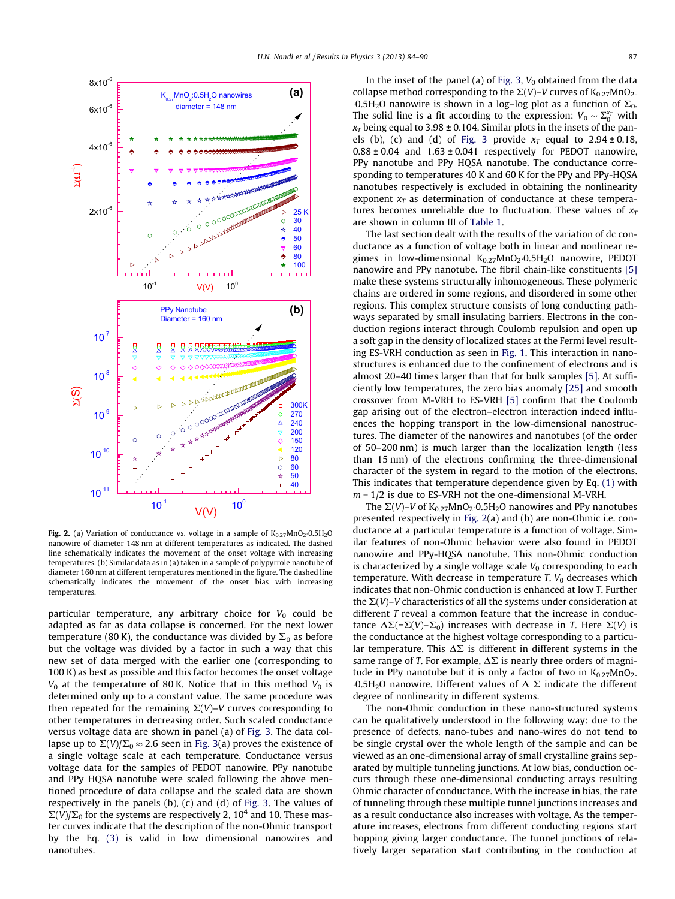**Fig. 2.** (a) Variation of conductance vs. voltage in a sample of $K_{0.27}MnO_2{\cdot}0.5H_2O$ nanowire of diameter 148 nm at different temperatures as indicated. The dashed line schematically indicates the movement of the onset voltage with increasing temperatures. (b) Similar data as in (a) taken in a sample of polypyrrole nanotube of diameter 160 nm at different temperatures mentioned in the figure. The dashed line schematically indicates the movement of the onset bias with increasing temperatures.

particular temperature, any arbitrary choice for $V_0$ could be adapted as far as data collapse is concerned. For the next lower temperature (80 K), the conductance was divided by $\Sigma_0$ as before but the voltage was divided by a factor in such a way that this new set of data merged with the earlier one (corresponding to 100 K) as best as possible and this factor becomes the onset voltage $V_0$ at the temperature of 80 K. Notice that in this method $V_0$ is determined only up to a constant value. The same procedure was then repeated for the remaining $\Sigma(V)$–$V$ curves corresponding to other temperatures in decreasing order. Such scaled conductance versus voltage data are shown in panel (a) of Fig. 3. The data collapse up to $\Sigma(V)/\Sigma_0 \approx 2.6$ seen in Fig. 3(a) proves the existence of a single voltage scale at each temperature. Conductance versus voltage data for the samples of PEDOT nanowire, PPy nanotube and PPy HQSA nanotube were scaled following the above mentioned procedure of data collapse and the scaled data are shown respectively in the panels (b), (c) and (d) of Fig. 3. The values of $\Sigma(V)/\Sigma_0$ for the systems are respectively 2, $10^4$ and 10. These master curves indicate that the description of the non-Ohmic transport by the Eq. (3) is valid in low dimensional nanowires and nanotubes.

In the inset of the panel (a) of Fig. 3, $V_0$ obtained from the data collapse method corresponding to the $\Sigma(V)$–$V$ curves of $K_{0.27}MnO_2{\cdot}0.5H_2O$ nanowire is shown in a log–log plot as a function of $\Sigma_0$. The solid line is a fit according to the expression: $V_0 \sim \Sigma_0^{x_T}$ with $x_T$ being equal to 3.98 ± 0.104. Similar plots in the insets of the panels (b), (c) and (d) of Fig. 3 provide $x_T$ equal to 2.94 ± 0.18, 0.88 ± 0.04 and 1.63 ± 0.041 respectively for PEDOT nanowire, PPy nanotube and PPy HQSA nanotube. The conductance corresponding to temperatures 40 K and 60 K for the PPy and PPy-HQSA nanotubes respectively is excluded in obtaining the nonlinearity exponent $x_T$ as determination of conductance at these temperatures becomes unreliable due to fluctuation. These values of $x_T$ are shown in column III of Table 1.

The last section dealt with the results of the variation of dc conductance as a function of voltage both in linear and nonlinear regimes in low-dimensional $K_{0.27}MnO_2{\cdot}0.5H_2O$ nanowire, PEDOT nanowire and PPy nanotube. The fibril chain-like constituents [5] make these systems structurally inhomogeneous. These polymeric chains are ordered in some regions, and disordered in some other regions. This complex structure consists of long conducting pathways separated by small insulating barriers. Electrons in the conduction regions interact through Coulomb repulsion and open up a soft gap in the density of localized states at the Fermi level resulting ES-VRH conduction as seen in Fig. 1. This interaction in nanostructures is enhanced due to the confinement of electrons and is almost 20–40 times larger than that for bulk samples [5]. At sufficiently low temperatures, the zero bias anomaly [25] and smooth crossover from M-VRH to ES-VRH [5] confirm that the Coulomb gap arising out of the electron–electron interaction indeed influences the hopping transport in the low-dimensional nanostructures. The diameter of the nanowires and nanotubes (of the order of 50–200 nm) is much larger than the localization length (less than 15 nm) of the electrons confirming the three-dimensional character of the system in regard to the motion of the electrons. This indicates that temperature dependence given by Eq. (1) with $m = 1/2$ is due to ES-VRH not the one-dimensional M-VRH.

The $\Sigma(V)$–$V$ of $K_{0.27}MnO_2{\cdot}0.5H_2O$ nanowires and PPy nanotubes presented respectively in Fig. 2(a) and (b) are non-Ohmic i.e. conductance at a particular temperature is a function of voltage. Similar features of non-Ohmic behavior were also found in PEDOT nanowire and PPy-HQSA nanotube. This non-Ohmic conduction is characterized by a single voltage scale $V_0$ corresponding to each temperature. With decrease in temperature $T$, $V_0$ decreases which indicates that non-Ohmic conduction is enhanced at low $T$. Further the $\Sigma(V)$–$V$ characteristics of all the systems under consideration at different $T$ reveal a common feature that the increase in conductance $\Delta\Sigma(=\Sigma(V)-\Sigma_0)$ increases with decrease in $T$. Here $\Sigma(V)$ is the conductance at the highest voltage corresponding to a particular temperature. This $\Delta\Sigma$ is different in different systems in the same range of $T$. For example, $\Delta\Sigma$ is nearly three orders of magnitude in PPy nanotube but it is only a factor of two in $K_{0.27}MnO_2{\cdot}0.5H_2O$ nanowire. Different values of $\Delta\ \Sigma$ indicate the different degree of nonlinearity in different systems.

The non-Ohmic conduction in these nano-structured systems can be qualitatively understood in the following way: due to the presence of defects, nano-tubes and nano-wires do not tend to be single crystal over the whole length of the sample and can be viewed as an one-dimensional array of small crystalline grains separated by multiple tunneling junctions. At low bias, conduction occurs through these one-dimensional conducting arrays resulting Ohmic character of conductance. With the increase in bias, the rate of tunneling through these multiple tunnel junctions increases and as a result conductance also increases with voltage. As the temperature increases, electrons from different conducting regions start hopping giving larger conductance. The tunnel junctions of relatively larger separation start contributing in the conduction at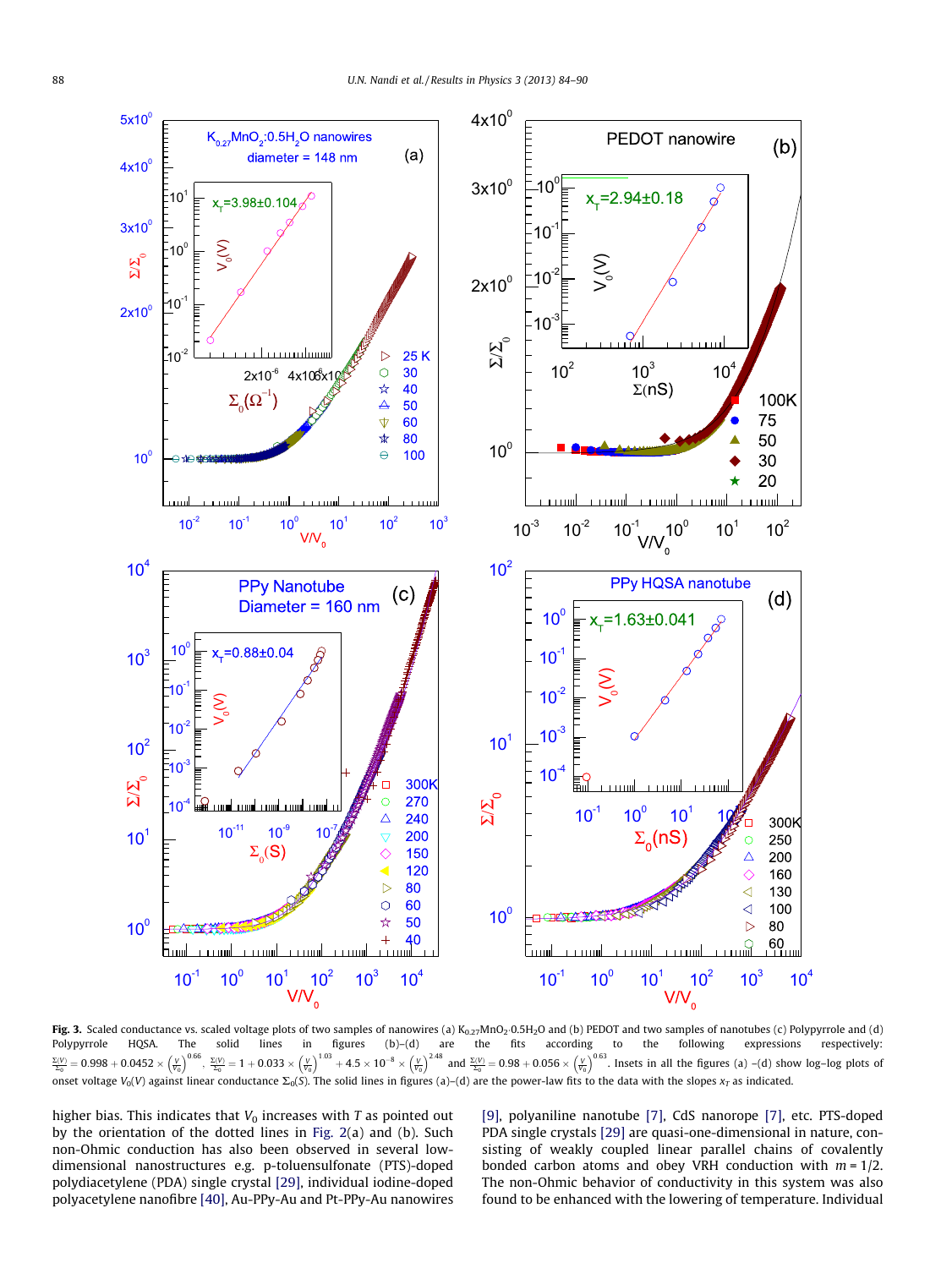**Fig. 3.** Scaled conductance vs. scaled voltage plots of two samples of nanowires (a) $K_{0.27}MnO_2{\cdot}0.5H_2O$ and (b) PEDOT and two samples of nanotubes (c) Polypyrrole and (d) Polypyrrole HQSA. The solid lines in figures (b)–(d) are the fits according to the following expressions respectively: $\frac{\Sigma(V)}{\Sigma_0} = 0.998 + 0.0452 \times \left(\frac{V}{V_0}\right)^{0.66}$, $\frac{\Sigma(V)}{\Sigma_0} = 1 + 0.033 \times \left(\frac{V}{V_0}\right)^{1.03} + 4.5 \times 10^{-8} \times \left(\frac{V}{V_0}\right)^{2.48}$ and $\frac{\Sigma(V)}{\Sigma_0} = 0.98 + 0.056 \times \left(\frac{V}{V_0}\right)^{0.63}$. Insets in all the figures (a) –(d) show log–log plots of onset voltage $V_0(V)$ against linear conductance $\Sigma_0(S)$. The solid lines in figures (a)–(d) are the power-law fits to the data with the slopes $x_T$ as indicated.

higher bias. This indicates that $V_0$ increases with $T$ as pointed out by the orientation of the dotted lines in Fig. 2(a) and (b). Such non-Ohmic conduction has also been observed in several low-dimensional nanostructures e.g. p-toluenesulfonate (PTS)-doped polydiacetylene (PDA) single crystal [29], individual iodine-doped polyacetylene nanofibre [40], Au-PPy-Au and Pt-PPy-Au nanowires [9], polyaniline nanotube [7], CdS nanorope [7], etc. PTS-doped PDA single crystals [29] are quasi-one-dimensional in nature, consisting of weakly coupled linear parallel chains of covalently bonded carbon atoms and obey VRH conduction with $m = 1/2$. The non-Ohmic behavior of conductivity in this system was also found to be enhanced with the lowering of temperature. Individual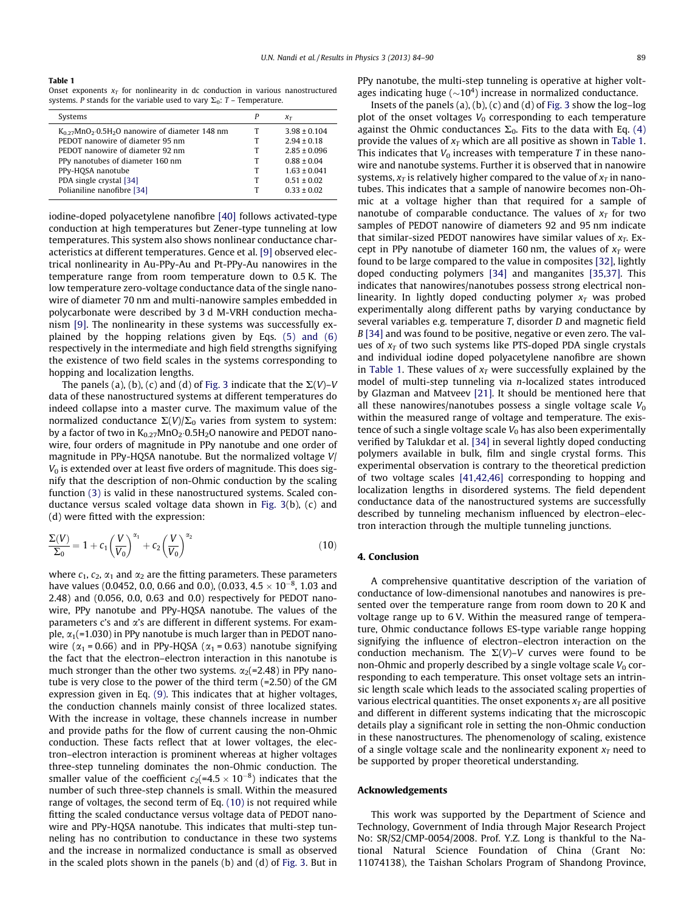**Table 1**
Onset exponents $x_T$ for nonlinearity in dc conduction in various nanostructured systems. $P$ stands for the variable used to vary $\Sigma_0$: $T$ – Temperature.

| Systems | $P$ | $x_T$ |
|---|---|---|
| $K_{0.27}MnO_2{\cdot}0.5H_2O$ nanowire of diameter 148 nm | T | 3.98 ± 0.104 |
| PEDOT nanowire of diameter 95 nm | T | 2.94 ± 0.18 |
| PEDOT nanowire of diameter 92 nm | T | 2.85 ± 0.096 |
| PPy nanotubes of diameter 160 nm | T | 0.88 ± 0.04 |
| PPy-HQSA nanotube | T | 1.63 ± 0.041 |
| PDA single crystal [34] | T | 0.51 ± 0.02 |
| Polianiline nanofibre [34] | T | 0.33 ± 0.02 |

iodine-doped polyacetylene nanofibre [40] follows activated-type conduction at high temperatures but Zener-type tunneling at low temperatures. This system also shows nonlinear conductance characteristics at different temperatures. Gence et al. [9] observed electrical nonlinearity in Au-PPy-Au and Pt-PPy-Au nanowires in the temperature range from room temperature down to 0.5 K. The low temperature zero-voltage conductance data of the single nanowire of diameter 70 nm and multi-nanowire samples embedded in polycarbonate were described by 3 d M-VRH conduction mechanism [9]. The nonlinearity in these systems was successfully explained by the hopping relations given by Eqs. (5) and (6) respectively in the intermediate and high field strengths signifying the existence of two field scales in the systems corresponding to hopping and localization lengths.

The panels (a), (b), (c) and (d) of Fig. 3 indicate that the $\Sigma(V)$–$V$ data of these nanostructured systems at different temperatures do indeed collapse into a master curve. The maximum value of the normalized conductance $\Sigma(V)/\Sigma_0$ varies from system to system: by a factor of two in $K_{0.27}MnO_2{\cdot}0.5H_2O$ nanowire and PEDOT nanowire, four orders of magnitude in PPy nanotube and one order of magnitude in PPy-HQSA nanotube. But the normalized voltage $V/V_0$ is extended over at least five orders of magnitude. This does signify that the description of non-Ohmic conduction by the scaling function (3) is valid in these nanostructured systems. Scaled conductance versus scaled voltage data shown in Fig. 3(b), (c) and (d) were fitted with the expression:

$$\frac{\Sigma(V)}{\Sigma_0} = 1 + c_1\left(\frac{V}{V_0}\right)^{\alpha_1} + c_2\left(\frac{V}{V_0}\right)^{\alpha_2} \tag{10}$$

where $c_1$, $c_2$, $\alpha_1$ and $\alpha_2$ are the fitting parameters. These parameters have values (0.0452, 0.0, 0.66 and 0.0), (0.033, $4.5 \times 10^{-8}$, 1.03 and 2.48) and (0.056, 0.0, 0.63 and 0.0) respectively for PEDOT nanowire, PPy nanotube and PPy-HQSA nanotube. The values of the parameters c's and $\alpha$'s are different in different systems. For example, $\alpha_1$(=1.030) in PPy nanotube is much larger than in PEDOT nanowire ($\alpha_1$ = 0.66) and in PPy-HQSA ($\alpha_1$ = 0.63) nanotube signifying the fact that the electron–electron interaction in this nanotube is much stronger than the other two systems. $\alpha_2$(=2.48) in PPy nanotube is very close to the power of the third term (=2.50) of the GM expression given in Eq. (9). This indicates that at higher voltages, the conduction channels mainly consist of three localized states. With the increase in voltage, these channels increase in number and provide paths for the flow of current causing the non-Ohmic conduction. These facts reflect that at lower voltages, the electron–electron interaction is prominent whereas at higher voltages three-step tunneling dominates the non-Ohmic conduction. The smaller value of the coefficient $c_2$(=$4.5 \times 10^{-8}$) indicates that the number of such three-step channels is small. Within the measured range of voltages, the second term of Eq. (10) is not required while fitting the scaled conductance versus voltage data of PEDOT nanowire and PPy-HQSA nanotube. This indicates that multi-step tunneling has no contribution to conductance in these two systems and the increase in normalized conductance is small as observed in the scaled plots shown in the panels (b) and (d) of Fig. 3. But in PPy nanotube, the multi-step tunneling is operative at higher voltages indicating huge ($\sim 10^4$) increase in normalized conductance.

Insets of the panels (a), (b), (c) and (d) of Fig. 3 show the log–log plot of the onset voltages $V_0$ corresponding to each temperature against the Ohmic conductances $\Sigma_0$. Fits to the data with Eq. (4) provide the values of $x_T$ which are all positive as shown in Table 1. This indicates that $V_0$ increases with temperature $T$ in these nanowire and nanotube systems. Further it is observed that in nanowire systems, $x_T$ is relatively higher compared to the value of $x_T$ in nanotubes. This indicates that a sample of nanowire becomes non-Ohmic at a voltage higher than that required for a sample of nanotube of comparable conductance. The values of $x_T$ for two samples of PEDOT nanowire of diameters 92 and 95 nm indicate that similar-sized PEDOT nanowires have similar values of $x_T$. Except in PPy nanotube of diameter 160 nm, the values of $x_T$ were found to be large compared to the value in composites [32], lightly doped conducting polymers [34] and manganites [35,37]. This indicates that nanowires/nanotubes possess strong electrical nonlinearity. In lightly doped conducting polymer $x_T$ was probed experimentally along different paths by varying conductance by several variables e.g. temperature $T$, disorder $D$ and magnetic field $B$ [34] and was found to be positive, negative or even zero. The values of $x_T$ of two such systems like PTS-doped PDA single crystals and individual iodine doped polyacetylene nanofibre are shown in Table 1. These values of $x_T$ were successfully explained by the model of multi-step tunneling via $n$-localized states introduced by Glazman and Matveev [21]. It should be mentioned here that all these nanowires/nanotubes possess a single voltage scale $V_0$ within the measured range of voltage and temperature. The existence of such a single voltage scale $V_0$ has also been experimentally verified by Talukdar et al. [34] in several lightly doped conducting polymers available in bulk, film and single crystal forms. This experimental observation is contrary to the theoretical prediction of two voltage scales [41,42,46] corresponding to hopping and localization lengths in disordered systems. The field dependent conductance data of the nanostructured systems are successfully described by tunneling mechanism influenced by electron–electron interaction through the multiple tunneling junctions.

## 4. Conclusion

A comprehensive quantitative description of the variation of conductance of low-dimensional nanotubes and nanowires is presented over the temperature range from room down to 20 K and voltage range up to 6 V. Within the measured range of temperature, Ohmic conductance follows ES-type variable range hopping signifying the influence of electron–electron interaction on the conduction mechanism. The $\Sigma(V)$–$V$ curves were found to be non-Ohmic and properly described by a single voltage scale $V_0$ corresponding to each temperature. This onset voltage sets an intrinsic length scale which leads to the associated scaling properties of various electrical quantities. The onset exponents $x_T$ are all positive and different in different systems indicating that the microscopic details play a significant role in setting the non-Ohmic conduction in these nanostructures. The phenomenology of scaling, existence of a single voltage scale and the nonlinearity exponent $x_T$ need to be supported by proper theoretical understanding.

## Acknowledgements

This work was supported by the Department of Science and Technology, Government of India through Major Research Project No: SR/S2/CMP-0054/2008. Prof. Y.Z. Long is thankful to the National Natural Science Foundation of China (Grant No: 11074138), the Taishan Scholars Program of Shandong Province,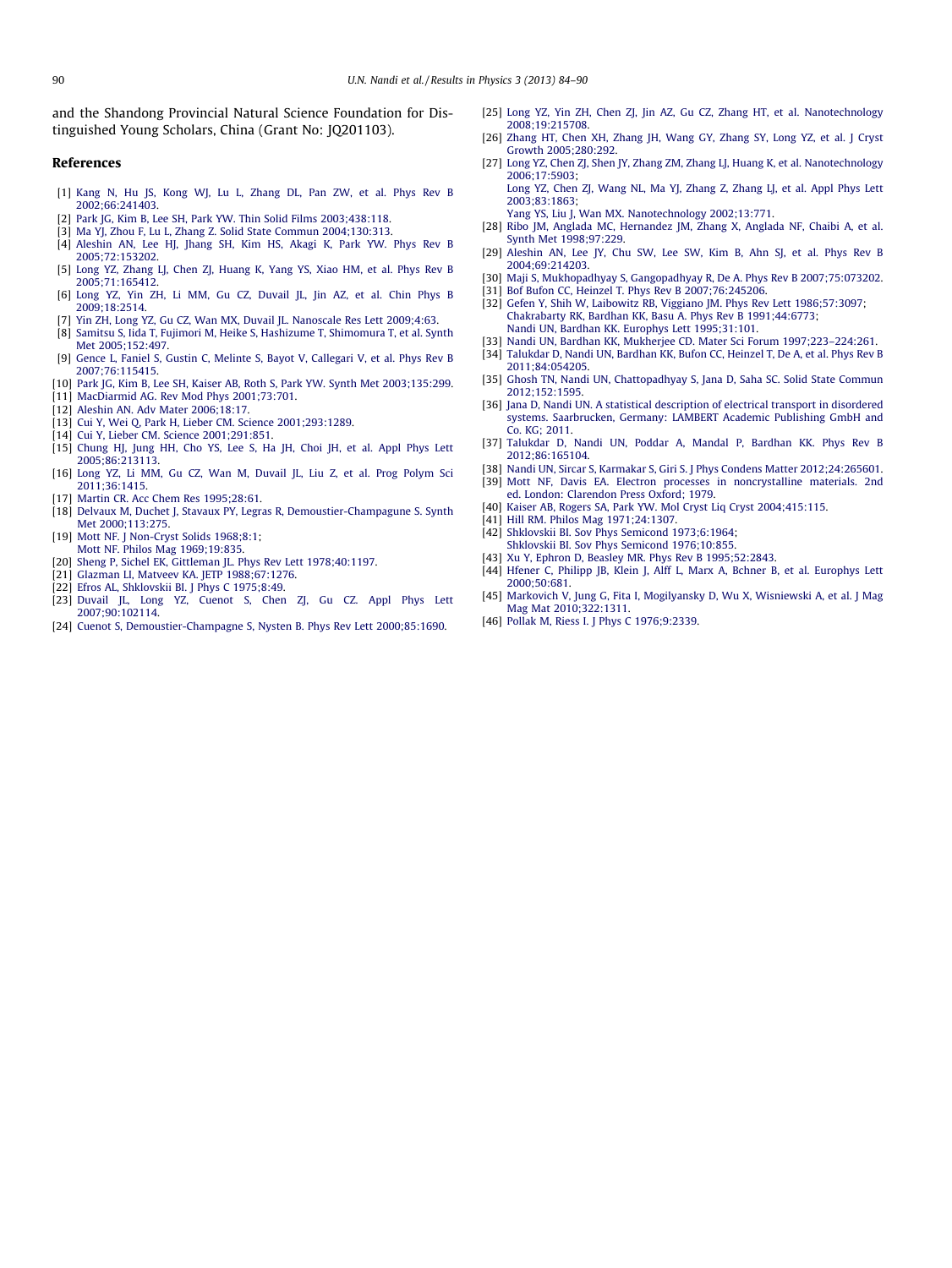and the Shandong Provincial Natural Science Foundation for Distinguished Young Scholars, China (Grant No: JQ201103).

## References

[1] Kang N, Hu JS, Kong WJ, Lu L, Zhang DL, Pan ZW, et al. Phys Rev B 2002;66:241403.
[2] Park JG, Kim B, Lee SH, Park YW. Thin Solid Films 2003;438:118.
[3] Ma YJ, Zhou F, Lu L, Zhang Z. Solid State Commun 2004;130:313.
[4] Aleshin AN, Lee HJ, Jhang SH, Kim HS, Akagi K, Park YW. Phys Rev B 2005;72:153202.
[5] Long YZ, Zhang LJ, Chen ZJ, Huang K, Yang YS, Xiao HM, et al. Phys Rev B 2005;71:165412.
[6] Long YZ, Yin ZH, Li MM, Gu CZ, Duvail JL, Jin AZ, et al. Chin Phys B 2009;18:2514.
[7] Yin ZH, Long YZ, Gu CZ, Wan MX, Duvail JL. Nanoscale Res Lett 2009;4:63.
[8] Samitsu S, Iida T, Fujimori M, Heike S, Hashizume T, Shimomura T, et al. Synth Met 2005;152:497.
[9] Gence L, Faniel S, Gustin C, Melinte S, Bayot V, Callegari V, et al. Phys Rev B 2007;76:115415.
[10] Park JG, Kim B, Lee SH, Kaiser AB, Roth S, Park YW. Synth Met 2003;135:299.
[11] MacDiarmid AG. Rev Mod Phys 2001;73:701.
[12] Aleshin AN. Adv Mater 2006;18:17.
[13] Cui Y, Wei Q, Park H, Lieber CM. Science 2001;293:1289.
[14] Cui Y, Lieber CM. Science 2001;291:851.
[15] Chung HJ, Jung HH, Cho YS, Lee S, Ha JH, Choi JH, et al. Appl Phys Lett 2005;86:213113.
[16] Long YZ, Li MM, Gu CZ, Wan M, Duvail JL, Liu Z, et al. Prog Polym Sci 2011;36:1415.
[17] Martin CR. Acc Chem Res 1995;28:61.
[18] Delvaux M, Duchet J, Stavaux PY, Legras R, Demoustier-Champagune S. Synth Met 2000;113:275.
[19] Mott NF. J Non-Cryst Solids 1968;8:1;
Mott NF. Philos Mag 1969;19:835.
[20] Sheng P, Sichel EK, Gittleman JL. Phys Rev Lett 1978;40:1197.
[21] Glazman LI, Matveev KA. JETP 1988;67:1276.
[22] Efros AL, Shklovskii BI. J Phys C 1975;8:49.
[23] Duvail JL, Long YZ, Cuenot S, Chen ZJ, Gu CZ. Appl Phys Lett 2007;90:102114.
[24] Cuenot S, Demoustier-Champagne S, Nysten B. Phys Rev Lett 2000;85:1690.
[25] Long YZ, Yin ZH, Chen ZJ, Jin AZ, Gu CZ, Zhang HT, et al. Nanotechnology 2008;19:215708.
[26] Zhang HT, Chen XH, Zhang JH, Wang GY, Zhang SY, Long YZ, et al. J Cryst Growth 2005;280:292.
[27] Long YZ, Chen ZJ, Shen JY, Zhang ZM, Zhang LJ, Huang K, et al. Nanotechnology 2006;17:5903;
Long YZ, Chen ZJ, Wang NL, Ma YJ, Zhang Z, Zhang LJ, et al. Appl Phys Lett 2003;83:1863;
Yang YS, Liu J, Wan MX. Nanotechnology 2002;13:771.
[28] Ribo JM, Anglada MC, Hernandez JM, Zhang X, Anglada NF, Chaibi A, et al. Synth Met 1998;97:229.
[29] Aleshin AN, Lee JY, Chu SW, Lee SW, Kim B, Ahn SJ, et al. Phys Rev B 2004;69:214203.
[30] Maji S, Mukhopadhyay S, Gangopadhyay R, De A. Phys Rev B 2007;75:073202.
[31] Bof Bufon CC, Heinzel T. Phys Rev B 2007;76:245206.
[32] Gefen Y, Shih W, Laibowitz RB, Viggiano JM. Phys Rev Lett 1986;57:3097;
Chakrabarty RK, Bardhan KK, Basu A. Phys Rev B 1991;44:6773;
Nandi UN, Bardhan KK. Europhys Lett 1995;31:101.
[33] Nandi UN, Bardhan KK, Mukherjee CD. Mater Sci Forum 1997;223–224:261.
[34] Talukdar D, Nandi UN, Bardhan KK, Bufon CC, Heinzel T, De A, et al. Phys Rev B 2011;84:054205.
[35] Ghosh TN, Nandi UN, Chattopadhyay S, Jana D, Saha SC. Solid State Commun 2012;152:1595.
[36] Jana D, Nandi UN. A statistical description of electrical transport in disordered systems. Saarbrucken, Germany: LAMBERT Academic Publishing GmbH and Co. KG; 2011.
[37] Talukdar D, Nandi UN, Poddar A, Mandal P, Bardhan KK. Phys Rev B 2012;86:165104.
[38] Nandi UN, Sircar S, Karmakar S, Giri S. J Phys Condens Matter 2012;24:265601.
[39] Mott NF, Davis EA. Electron processes in noncrystalline materials. 2nd ed. London: Clarendon Press Oxford; 1979.
[40] Kaiser AB, Rogers SA, Park YW. Mol Cryst Liq Cryst 2004;415:115.
[41] Hill RM. Philos Mag 1971;24:1307.
[42] Shklovskii BI. Sov Phys Semicond 1973;6:1964;
Shklovskii BI. Sov Phys Semicond 1976;10:855.
[43] Xu Y, Ephron D, Beasley MR. Phys Rev B 1995;52:2843.
[44] Hfener C, Philipp JB, Klein J, Alff L, Marx A, Bchner B, et al. Europhys Lett 2000;50:681.
[45] Markovich V, Jung G, Fita I, Mogilyansky D, Wu X, Wisniewski A, et al. J Mag Mag Mat 2010;322:1311.
[46] Pollak M, Riess I. J Phys C 1976;9:2339.